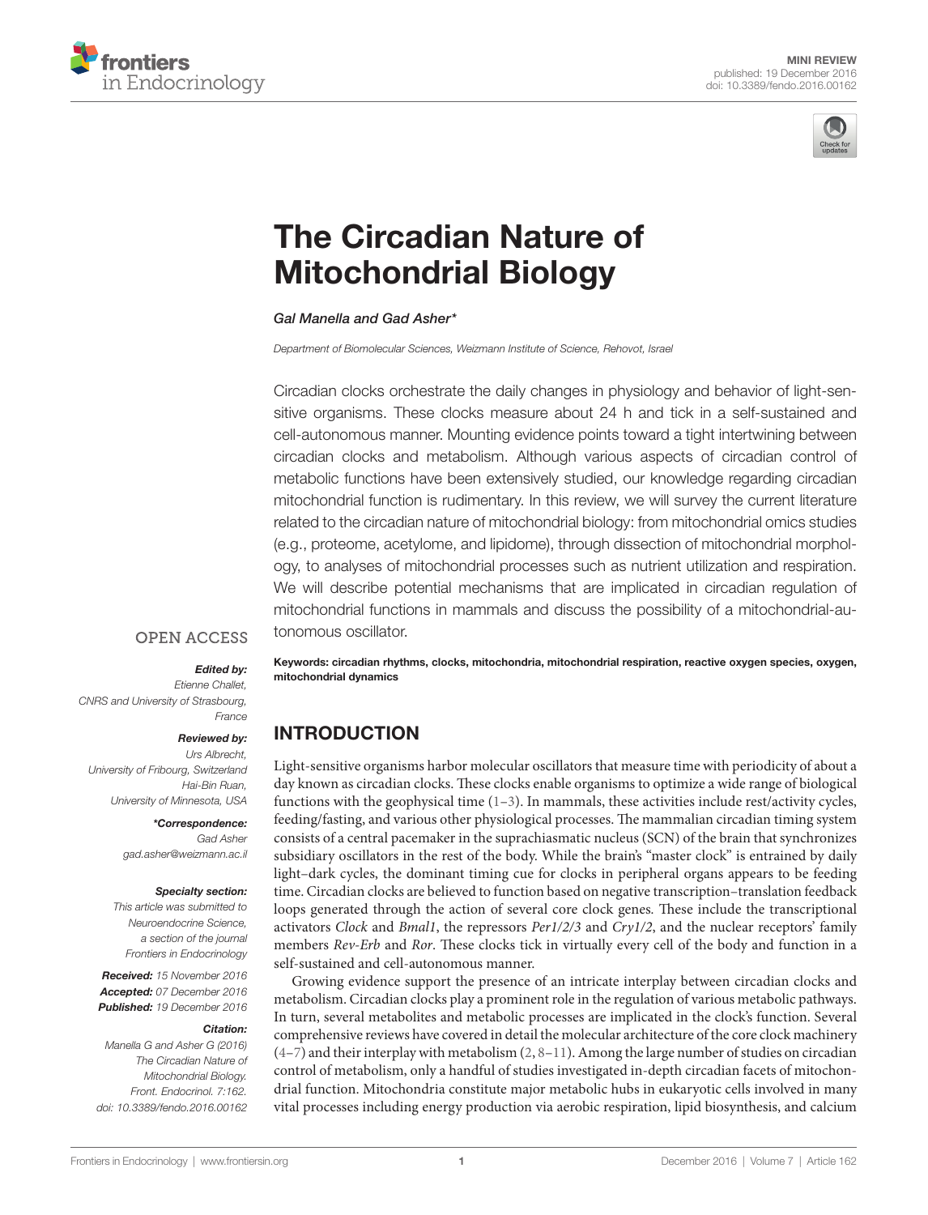MINI REVIEW
published: 19 December 2016
doi: 10.3389/fendo.2016.00162

# The Circadian Nature of Mitochondrial Biology

*Gal Manella and Gad Asher**

*Department of Biomolecular Sciences, Weizmann Institute of Science, Rehovot, Israel*

Circadian clocks orchestrate the daily changes in physiology and behavior of light-sensitive organisms. These clocks measure about 24 h and tick in a self-sustained and cell-autonomous manner. Mounting evidence points toward a tight intertwining between circadian clocks and metabolism. Although various aspects of circadian control of metabolic functions have been extensively studied, our knowledge regarding circadian mitochondrial function is rudimentary. In this review, we will survey the current literature related to the circadian nature of mitochondrial biology: from mitochondrial omics studies (e.g., proteome, acetylome, and lipidome), through dissection of mitochondrial morphology, to analyses of mitochondrial processes such as nutrient utilization and respiration. We will describe potential mechanisms that are implicated in circadian regulation of mitochondrial functions in mammals and discuss the possibility of a mitochondrial-autonomous oscillator.

**Keywords: circadian rhythms, clocks, mitochondria, mitochondrial respiration, reactive oxygen species, oxygen, mitochondrial dynamics**

OPEN ACCESS

***Edited by:***
*Etienne Challet, CNRS and University of Strasbourg, France*

***Reviewed by:***
*Urs Albrecht, University of Fribourg, Switzerland*
*Hai-Bin Ruan, University of Minnesota, USA*

***\*Correspondence:***
*Gad Asher*
*gad.asher@weizmann.ac.il*

***Specialty section:***
*This article was submitted to Neuroendocrine Science, a section of the journal Frontiers in Endocrinology*

***Received:*** *15 November 2016*
***Accepted:*** *07 December 2016*
***Published:*** *19 December 2016*

***Citation:***
*Manella G and Asher G (2016) The Circadian Nature of Mitochondrial Biology. Front. Endocrinol. 7:162. doi: 10.3389/fendo.2016.00162*

## INTRODUCTION

Light-sensitive organisms harbor molecular oscillators that measure time with periodicity of about a day known as circadian clocks. These clocks enable organisms to optimize a wide range of biological functions with the geophysical time (1–3). In mammals, these activities include rest/activity cycles, feeding/fasting, and various other physiological processes. The mammalian circadian timing system consists of a central pacemaker in the suprachiasmatic nucleus (SCN) of the brain that synchronizes subsidiary oscillators in the rest of the body. While the brain's "master clock" is entrained by daily light–dark cycles, the dominant timing cue for clocks in peripheral organs appears to be feeding time. Circadian clocks are believed to function based on negative transcription–translation feedback loops generated through the action of several core clock genes. These include the transcriptional activators *Clock* and *Bmal1*, the repressors *Per1/2/3* and *Cry1/2*, and the nuclear receptors' family members *Rev-Erb* and *Ror*. These clocks tick in virtually every cell of the body and function in a self-sustained and cell-autonomous manner.

Growing evidence support the presence of an intricate interplay between circadian clocks and metabolism. Circadian clocks play a prominent role in the regulation of various metabolic pathways. In turn, several metabolites and metabolic processes are implicated in the clock's function. Several comprehensive reviews have covered in detail the molecular architecture of the core clock machinery (4–7) and their interplay with metabolism (2, 8–11). Among the large number of studies on circadian control of metabolism, only a handful of studies investigated in-depth circadian facets of mitochondrial function. Mitochondria constitute major metabolic hubs in eukaryotic cells involved in many vital processes including energy production via aerobic respiration, lipid biosynthesis, and calcium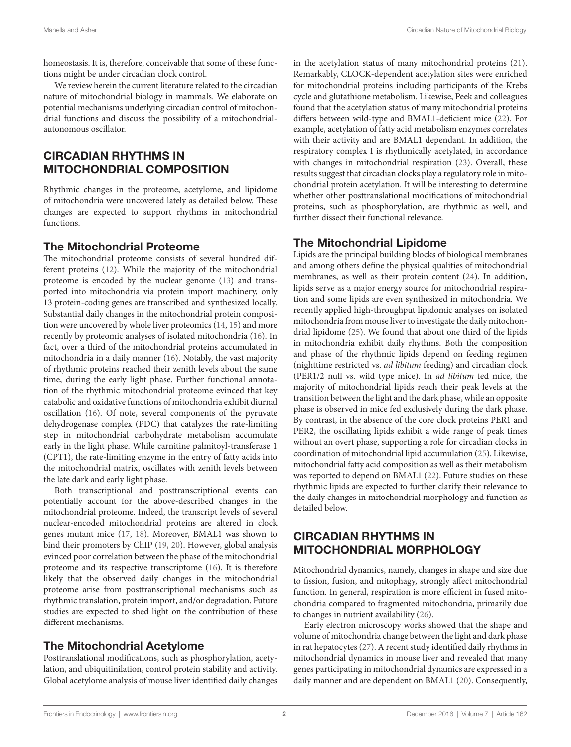homeostasis. It is, therefore, conceivable that some of these functions might be under circadian clock control.

We review herein the current literature related to the circadian nature of mitochondrial biology in mammals. We elaborate on potential mechanisms underlying circadian control of mitochondrial functions and discuss the possibility of a mitochondrial-autonomous oscillator.

## CIRCADIAN RHYTHMS IN MITOCHONDRIAL COMPOSITION

Rhythmic changes in the proteome, acetylome, and lipidome of mitochondria were uncovered lately as detailed below. These changes are expected to support rhythms in mitochondrial functions.

### The Mitochondrial Proteome

The mitochondrial proteome consists of several hundred different proteins (12). While the majority of the mitochondrial proteome is encoded by the nuclear genome (13) and transported into mitochondria via protein import machinery, only 13 protein-coding genes are transcribed and synthesized locally. Substantial daily changes in the mitochondrial protein composition were uncovered by whole liver proteomics (14, 15) and more recently by proteomic analyses of isolated mitochondria (16). In fact, over a third of the mitochondrial proteins accumulated in mitochondria in a daily manner (16). Notably, the vast majority of rhythmic proteins reached their zenith levels about the same time, during the early light phase. Further functional annotation of the rhythmic mitochondrial proteome evinced that key catabolic and oxidative functions of mitochondria exhibit diurnal oscillation (16). Of note, several components of the pyruvate dehydrogenase complex (PDC) that catalyzes the rate-limiting step in mitochondrial carbohydrate metabolism accumulate early in the light phase. While carnitine palmitoyl-transferase 1 (CPT1), the rate-limiting enzyme in the entry of fatty acids into the mitochondrial matrix, oscillates with zenith levels between the late dark and early light phase.

Both transcriptional and posttranscriptional events can potentially account for the above-described changes in the mitochondrial proteome. Indeed, the transcript levels of several nuclear-encoded mitochondrial proteins are altered in clock genes mutant mice (17, 18). Moreover, BMAL1 was shown to bind their promoters by ChIP (19, 20). However, global analysis evinced poor correlation between the phase of the mitochondrial proteome and its respective transcriptome (16). It is therefore likely that the observed daily changes in the mitochondrial proteome arise from posttranscriptional mechanisms such as rhythmic translation, protein import, and/or degradation. Future studies are expected to shed light on the contribution of these different mechanisms.

### The Mitochondrial Acetylome

Posttranslational modifications, such as phosphorylation, acetylation, and ubiquitinilation, control protein stability and activity. Global acetylome analysis of mouse liver identified daily changes in the acetylation status of many mitochondrial proteins (21). Remarkably, CLOCK-dependent acetylation sites were enriched for mitochondrial proteins including participants of the Krebs cycle and glutathione metabolism. Likewise, Peek and colleagues found that the acetylation status of many mitochondrial proteins differs between wild-type and BMAL1-deficient mice (22). For example, acetylation of fatty acid metabolism enzymes correlates with their activity and are BMAL1 dependant. In addition, the respiratory complex I is rhythmically acetylated, in accordance with changes in mitochondrial respiration (23). Overall, these results suggest that circadian clocks play a regulatory role in mitochondrial protein acetylation. It will be interesting to determine whether other posttranslational modifications of mitochondrial proteins, such as phosphorylation, are rhythmic as well, and further dissect their functional relevance.

### The Mitochondrial Lipidome

Lipids are the principal building blocks of biological membranes and among others define the physical qualities of mitochondrial membranes, as well as their protein content (24). In addition, lipids serve as a major energy source for mitochondrial respiration and some lipids are even synthesized in mitochondria. We recently applied high-throughput lipidomic analyses on isolated mitochondria from mouse liver to investigate the daily mitochondrial lipidome (25). We found that about one third of the lipids in mitochondria exhibit daily rhythms. Both the composition and phase of the rhythmic lipids depend on feeding regimen (nighttime restricted vs. *ad libitum* feeding) and circadian clock (PER1/2 null vs. wild type mice). In *ad libitum* fed mice, the majority of mitochondrial lipids reach their peak levels at the transition between the light and the dark phase, while an opposite phase is observed in mice fed exclusively during the dark phase. By contrast, in the absence of the core clock proteins PER1 and PER2, the oscillating lipids exhibit a wide range of peak times without an overt phase, supporting a role for circadian clocks in coordination of mitochondrial lipid accumulation (25). Likewise, mitochondrial fatty acid composition as well as their metabolism was reported to depend on BMAL1 (22). Future studies on these rhythmic lipids are expected to further clarify their relevance to the daily changes in mitochondrial morphology and function as detailed below.

## CIRCADIAN RHYTHMS IN MITOCHONDRIAL MORPHOLOGY

Mitochondrial dynamics, namely, changes in shape and size due to fission, fusion, and mitophagy, strongly affect mitochondrial function. In general, respiration is more efficient in fused mitochondria compared to fragmented mitochondria, primarily due to changes in nutrient availability (26).

Early electron microscopy works showed that the shape and volume of mitochondria change between the light and dark phase in rat hepatocytes (27). A recent study identified daily rhythms in mitochondrial dynamics in mouse liver and revealed that many genes participating in mitochondrial dynamics are expressed in a daily manner and are dependent on BMAL1 (20). Consequently,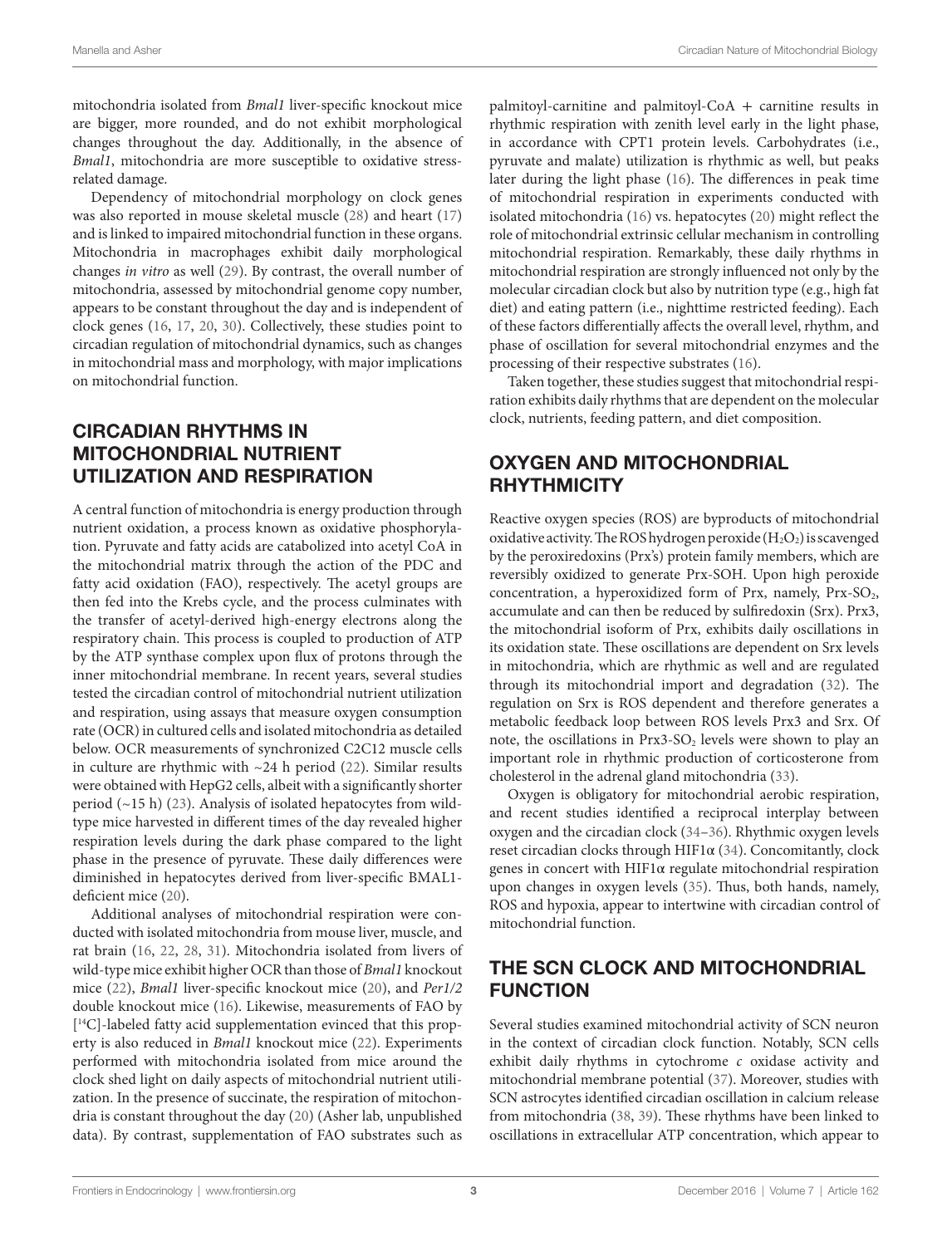mitochondria isolated from *Bmal1* liver-specific knockout mice are bigger, more rounded, and do not exhibit morphological changes throughout the day. Additionally, in the absence of *Bmal1*, mitochondria are more susceptible to oxidative stress-related damage.

Dependency of mitochondrial morphology on clock genes was also reported in mouse skeletal muscle (28) and heart (17) and is linked to impaired mitochondrial function in these organs. Mitochondria in macrophages exhibit daily morphological changes *in vitro* as well (29). By contrast, the overall number of mitochondria, assessed by mitochondrial genome copy number, appears to be constant throughout the day and is independent of clock genes (16, 17, 20, 30). Collectively, these studies point to circadian regulation of mitochondrial dynamics, such as changes in mitochondrial mass and morphology, with major implications on mitochondrial function.

## CIRCADIAN RHYTHMS IN MITOCHONDRIAL NUTRIENT UTILIZATION AND RESPIRATION

A central function of mitochondria is energy production through nutrient oxidation, a process known as oxidative phosphorylation. Pyruvate and fatty acids are catabolized into acetyl CoA in the mitochondrial matrix through the action of the PDC and fatty acid oxidation (FAO), respectively. The acetyl groups are then fed into the Krebs cycle, and the process culminates with the transfer of acetyl-derived high-energy electrons along the respiratory chain. This process is coupled to production of ATP by the ATP synthase complex upon flux of protons through the inner mitochondrial membrane. In recent years, several studies tested the circadian control of mitochondrial nutrient utilization and respiration, using assays that measure oxygen consumption rate (OCR) in cultured cells and isolated mitochondria as detailed below. OCR measurements of synchronized C2C12 muscle cells in culture are rhythmic with ~24 h period (22). Similar results were obtained with HepG2 cells, albeit with a significantly shorter period (~15 h) (23). Analysis of isolated hepatocytes from wild-type mice harvested in different times of the day revealed higher respiration levels during the dark phase compared to the light phase in the presence of pyruvate. These daily differences were diminished in hepatocytes derived from liver-specific BMAL1-deficient mice (20).

Additional analyses of mitochondrial respiration were conducted with isolated mitochondria from mouse liver, muscle, and rat brain (16, 22, 28, 31). Mitochondria isolated from livers of wild-type mice exhibit higher OCR than those of *Bmal1* knockout mice (22), *Bmal1* liver-specific knockout mice (20), and *Per1/2* double knockout mice (16). Likewise, measurements of FAO by [$^{14}$C]-labeled fatty acid supplementation evinced that this property is also reduced in *Bmal1* knockout mice (22). Experiments performed with mitochondria isolated from mice around the clock shed light on daily aspects of mitochondrial nutrient utilization. In the presence of succinate, the respiration of mitochondria is constant throughout the day (20) (Asher lab, unpublished data). By contrast, supplementation of FAO substrates such as palmitoyl-carnitine and palmitoyl-CoA + carnitine results in rhythmic respiration with zenith level early in the light phase, in accordance with CPT1 protein levels. Carbohydrates (i.e., pyruvate and malate) utilization is rhythmic as well, but peaks later during the light phase (16). The differences in peak time of mitochondrial respiration in experiments conducted with isolated mitochondria (16) vs. hepatocytes (20) might reflect the role of mitochondrial extrinsic cellular mechanism in controlling mitochondrial respiration. Remarkably, these daily rhythms in mitochondrial respiration are strongly influenced not only by the molecular circadian clock but also by nutrition type (e.g., high fat diet) and eating pattern (i.e., nighttime restricted feeding). Each of these factors differentially affects the overall level, rhythm, and phase of oscillation for several mitochondrial enzymes and the processing of their respective substrates (16).

Taken together, these studies suggest that mitochondrial respiration exhibits daily rhythms that are dependent on the molecular clock, nutrients, feeding pattern, and diet composition.

## OXYGEN AND MITOCHONDRIAL RHYTHMICITY

Reactive oxygen species (ROS) are byproducts of mitochondrial oxidative activity. The ROS hydrogen peroxide ($H_2O_2$) is scavenged by the peroxiredoxins (Prx's) protein family members, which are reversibly oxidized to generate Prx-SOH. Upon high peroxide concentration, a hyperoxidized form of Prx, namely, Prx-$SO_2$, accumulate and can then be reduced by sulfiredoxin (Srx). Prx3, the mitochondrial isoform of Prx, exhibits daily oscillations in its oxidation state. These oscillations are dependent on Srx levels in mitochondria, which are rhythmic as well and are regulated through its mitochondrial import and degradation (32). The regulation on Srx is ROS dependent and therefore generates a metabolic feedback loop between ROS levels Prx3 and Srx. Of note, the oscillations in Prx3-$SO_2$ levels were shown to play an important role in rhythmic production of corticosterone from cholesterol in the adrenal gland mitochondria (33).

Oxygen is obligatory for mitochondrial aerobic respiration, and recent studies identified a reciprocal interplay between oxygen and the circadian clock (34–36). Rhythmic oxygen levels reset circadian clocks through HIF1α (34). Concomitantly, clock genes in concert with HIF1α regulate mitochondrial respiration upon changes in oxygen levels (35). Thus, both hands, namely, ROS and hypoxia, appear to intertwine with circadian control of mitochondrial function.

## THE SCN CLOCK AND MITOCHONDRIAL FUNCTION

Several studies examined mitochondrial activity of SCN neuron in the context of circadian clock function. Notably, SCN cells exhibit daily rhythms in cytochrome *c* oxidase activity and mitochondrial membrane potential (37). Moreover, studies with SCN astrocytes identified circadian oscillation in calcium release from mitochondria (38, 39). These rhythms have been linked to oscillations in extracellular ATP concentration, which appear to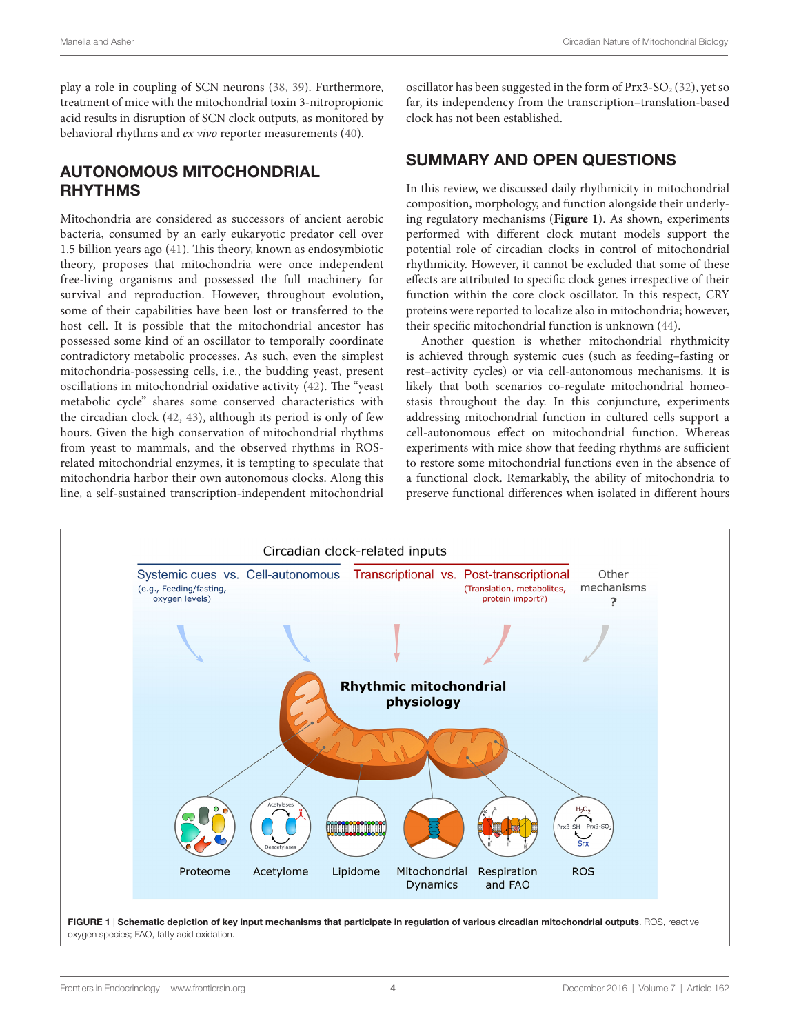play a role in coupling of SCN neurons (38, 39). Furthermore, treatment of mice with the mitochondrial toxin 3-nitropropionic acid results in disruption of SCN clock outputs, as monitored by behavioral rhythms and *ex vivo* reporter measurements (40).

## AUTONOMOUS MITOCHONDRIAL RHYTHMS

Mitochondria are considered as successors of ancient aerobic bacteria, consumed by an early eukaryotic predator cell over 1.5 billion years ago (41). This theory, known as endosymbiotic theory, proposes that mitochondria were once independent free-living organisms and possessed the full machinery for survival and reproduction. However, throughout evolution, some of their capabilities have been lost or transferred to the host cell. It is possible that the mitochondrial ancestor has possessed some kind of an oscillator to temporally coordinate contradictory metabolic processes. As such, even the simplest mitochondria-possessing cells, i.e., the budding yeast, present oscillations in mitochondrial oxidative activity (42). The "yeast metabolic cycle" shares some conserved characteristics with the circadian clock (42, 43), although its period is only of few hours. Given the high conservation of mitochondrial rhythms from yeast to mammals, and the observed rhythms in ROS-related mitochondrial enzymes, it is tempting to speculate that mitochondria harbor their own autonomous clocks. Along this line, a self-sustained transcription-independent mitochondrial oscillator has been suggested in the form of Prx3-$SO_2$ (32), yet so far, its independency from the transcription–translation-based clock has not been established.

## SUMMARY AND OPEN QUESTIONS

In this review, we discussed daily rhythmicity in mitochondrial composition, morphology, and function alongside their underlying regulatory mechanisms (**Figure 1**). As shown, experiments performed with different clock mutant models support the potential role of circadian clocks in control of mitochondrial rhythmicity. However, it cannot be excluded that some of these effects are attributed to specific clock genes irrespective of their function within the core clock oscillator. In this respect, CRY proteins were reported to localize also in mitochondria; however, their specific mitochondrial function is unknown (44).

Another question is whether mitochondrial rhythmicity is achieved through systemic cues (such as feeding–fasting or rest–activity cycles) or via cell-autonomous mechanisms. It is likely that both scenarios co-regulate mitochondrial homeostasis throughout the day. In this conjuncture, experiments addressing mitochondrial function in cultured cells support a cell-autonomous effect on mitochondrial function. Whereas experiments with mice show that feeding rhythms are sufficient to restore some mitochondrial functions even in the absence of a functional clock. Remarkably, the ability of mitochondria to preserve functional differences when isolated in different hours

**FIGURE 1** | **Schematic depiction of key input mechanisms that participate in regulation of various circadian mitochondrial outputs**. ROS, reactive oxygen species; FAO, fatty acid oxidation.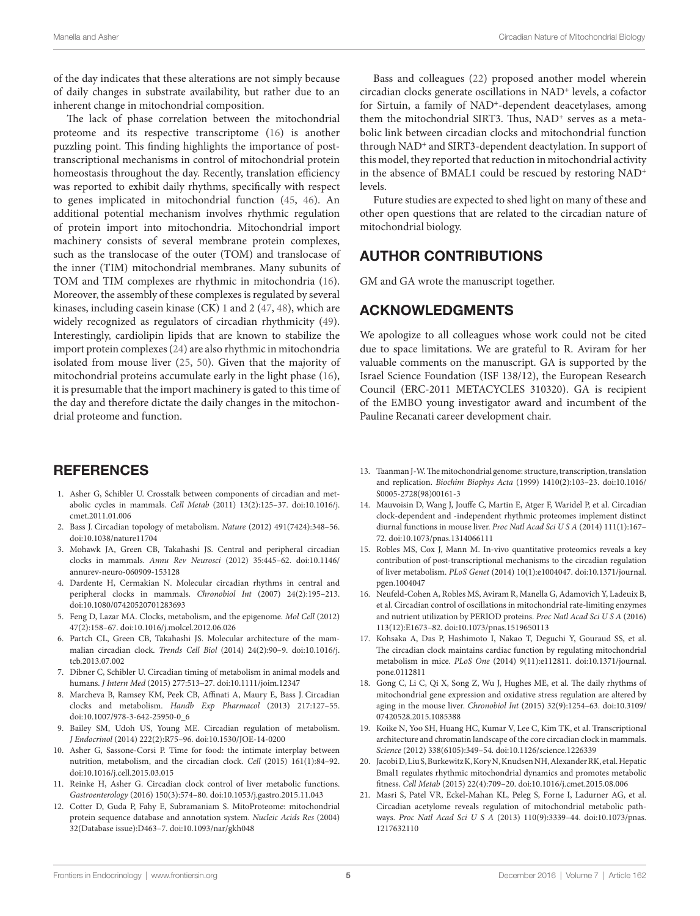of the day indicates that these alterations are not simply because of daily changes in substrate availability, but rather due to an inherent change in mitochondrial composition.

The lack of phase correlation between the mitochondrial proteome and its respective transcriptome (16) is another puzzling point. This finding highlights the importance of post-transcriptional mechanisms in control of mitochondrial protein homeostasis throughout the day. Recently, translation efficiency was reported to exhibit daily rhythms, specifically with respect to genes implicated in mitochondrial function (45, 46). An additional potential mechanism involves rhythmic regulation of protein import into mitochondria. Mitochondrial import machinery consists of several membrane protein complexes, such as the translocase of the outer (TOM) and translocase of the inner (TIM) mitochondrial membranes. Many subunits of TOM and TIM complexes are rhythmic in mitochondria (16). Moreover, the assembly of these complexes is regulated by several kinases, including casein kinase (CK) 1 and 2 (47, 48), which are widely recognized as regulators of circadian rhythmicity (49). Interestingly, cardiolipin lipids that are known to stabilize the import protein complexes (24) are also rhythmic in mitochondria isolated from mouse liver (25, 50). Given that the majority of mitochondrial proteins accumulate early in the light phase (16), it is presumable that the import machinery is gated to this time of the day and therefore dictate the daily changes in the mitochondrial proteome and function.

Bass and colleagues (22) proposed another model wherein circadian clocks generate oscillations in $NAD^+$ levels, a cofactor for Sirtuin, a family of $NAD^+$-dependent deacetylases, among them the mitochondrial SIRT3. Thus, $NAD^+$ serves as a metabolic link between circadian clocks and mitochondrial function through $NAD^+$ and SIRT3-dependent deactylation. In support of this model, they reported that reduction in mitochondrial activity in the absence of BMAL1 could be rescued by restoring $NAD^+$ levels.

Future studies are expected to shed light on many of these and other open questions that are related to the circadian nature of mitochondrial biology.

## AUTHOR CONTRIBUTIONS

GM and GA wrote the manuscript together.

## ACKNOWLEDGMENTS

We apologize to all colleagues whose work could not be cited due to space limitations. We are grateful to R. Aviram for her valuable comments on the manuscript. GA is supported by the Israel Science Foundation (ISF 138/12), the European Research Council (ERC-2011 METACYCLES 310320). GA is recipient of the EMBO young investigator award and incumbent of the Pauline Recanati career development chair.

## REFERENCES

1. Asher G, Schibler U. Crosstalk between components of circadian and metabolic cycles in mammals. *Cell Metab* (2011) 13(2):125–37. doi:10.1016/j.cmet.2011.01.006
2. Bass J. Circadian topology of metabolism. *Nature* (2012) 491(7424):348–56. doi:10.1038/nature11704
3. Mohawk JA, Green CB, Takahashi JS. Central and peripheral circadian clocks in mammals. *Annu Rev Neurosci* (2012) 35:445–62. doi:10.1146/annurev-neuro-060909-153128
4. Dardente H, Cermakian N. Molecular circadian rhythms in central and peripheral clocks in mammals. *Chronobiol Int* (2007) 24(2):195–213. doi:10.1080/07420520701283693
5. Feng D, Lazar MA. Clocks, metabolism, and the epigenome. *Mol Cell* (2012) 47(2):158–67. doi:10.1016/j.molcel.2012.06.026
6. Partch CL, Green CB, Takahashi JS. Molecular architecture of the mammalian circadian clock. *Trends Cell Biol* (2014) 24(2):90–9. doi:10.1016/j.tcb.2013.07.002
7. Dibner C, Schibler U. Circadian timing of metabolism in animal models and humans. *J Intern Med* (2015) 277:513–27. doi:10.1111/joim.12347
8. Marcheva B, Ramsey KM, Peek CB, Affinati A, Maury E, Bass J. Circadian clocks and metabolism. *Handb Exp Pharmacol* (2013) 217:127–55. doi:10.1007/978-3-642-25950-0_6
9. Bailey SM, Udoh US, Young ME. Circadian regulation of metabolism. *J Endocrinol* (2014) 222(2):R75–96. doi:10.1530/JOE-14-0200
10. Asher G, Sassone-Corsi P. Time for food: the intimate interplay between nutrition, metabolism, and the circadian clock. *Cell* (2015) 161(1):84–92. doi:10.1016/j.cell.2015.03.015
11. Reinke H, Asher G. Circadian clock control of liver metabolic functions. *Gastroenterology* (2016) 150(3):574–80. doi:10.1053/j.gastro.2015.11.043
12. Cotter D, Guda P, Fahy E, Subramaniam S. MitoProteome: mitochondrial protein sequence database and annotation system. *Nucleic Acids Res* (2004) 32(Database issue):D463–7. doi:10.1093/nar/gkh048
13. Taanman J-W. The mitochondrial genome: structure, transcription, translation and replication. *Biochim Biophys Acta* (1999) 1410(2):103–23. doi:10.1016/S0005-2728(98)00161-3
14. Mauvoisin D, Wang J, Jouffe C, Martin E, Atger F, Waridel P, et al. Circadian clock-dependent and -independent rhythmic proteomes implement distinct diurnal functions in mouse liver. *Proc Natl Acad Sci U S A* (2014) 111(1):167–72. doi:10.1073/pnas.1314066111
15. Robles MS, Cox J, Mann M. In-vivo quantitative proteomics reveals a key contribution of post-transcriptional mechanisms to the circadian regulation of liver metabolism. *PLoS Genet* (2014) 10(1):e1004047. doi:10.1371/journal.pgen.1004047
16. Neufeld-Cohen A, Robles MS, Aviram R, Manella G, Adamovich Y, Ladeuix B, et al. Circadian control of oscillations in mitochondrial rate-limiting enzymes and nutrient utilization by PERIOD proteins. *Proc Natl Acad Sci U S A* (2016) 113(12):E1673–82. doi:10.1073/pnas.1519650113
17. Kohsaka A, Das P, Hashimoto I, Nakao T, Deguchi Y, Gouraud SS, et al. The circadian clock maintains cardiac function by regulating mitochondrial metabolism in mice. *PLoS One* (2014) 9(11):e112811. doi:10.1371/journal.pone.0112811
18. Gong C, Li C, Qi X, Song Z, Wu J, Hughes ME, et al. The daily rhythms of mitochondrial gene expression and oxidative stress regulation are altered by aging in the mouse liver. *Chronobiol Int* (2015) 32(9):1254–63. doi:10.3109/07420528.2015.1085388
19. Koike N, Yoo SH, Huang HC, Kumar V, Lee C, Kim TK, et al. Transcriptional architecture and chromatin landscape of the core circadian clock in mammals. *Science* (2012) 338(6105):349–54. doi:10.1126/science.1226339
20. Jacobi D, Liu S, Burkewitz K, Kory N, Knudsen NH, Alexander RK, et al. Hepatic Bmal1 regulates rhythmic mitochondrial dynamics and promotes metabolic fitness. *Cell Metab* (2015) 22(4):709–20. doi:10.1016/j.cmet.2015.08.006
21. Masri S, Patel VR, Eckel-Mahan KL, Peleg S, Forne I, Ladurner AG, et al. Circadian acetylome reveals regulation of mitochondrial metabolic pathways. *Proc Natl Acad Sci U S A* (2013) 110(9):3339–44. doi:10.1073/pnas.1217632110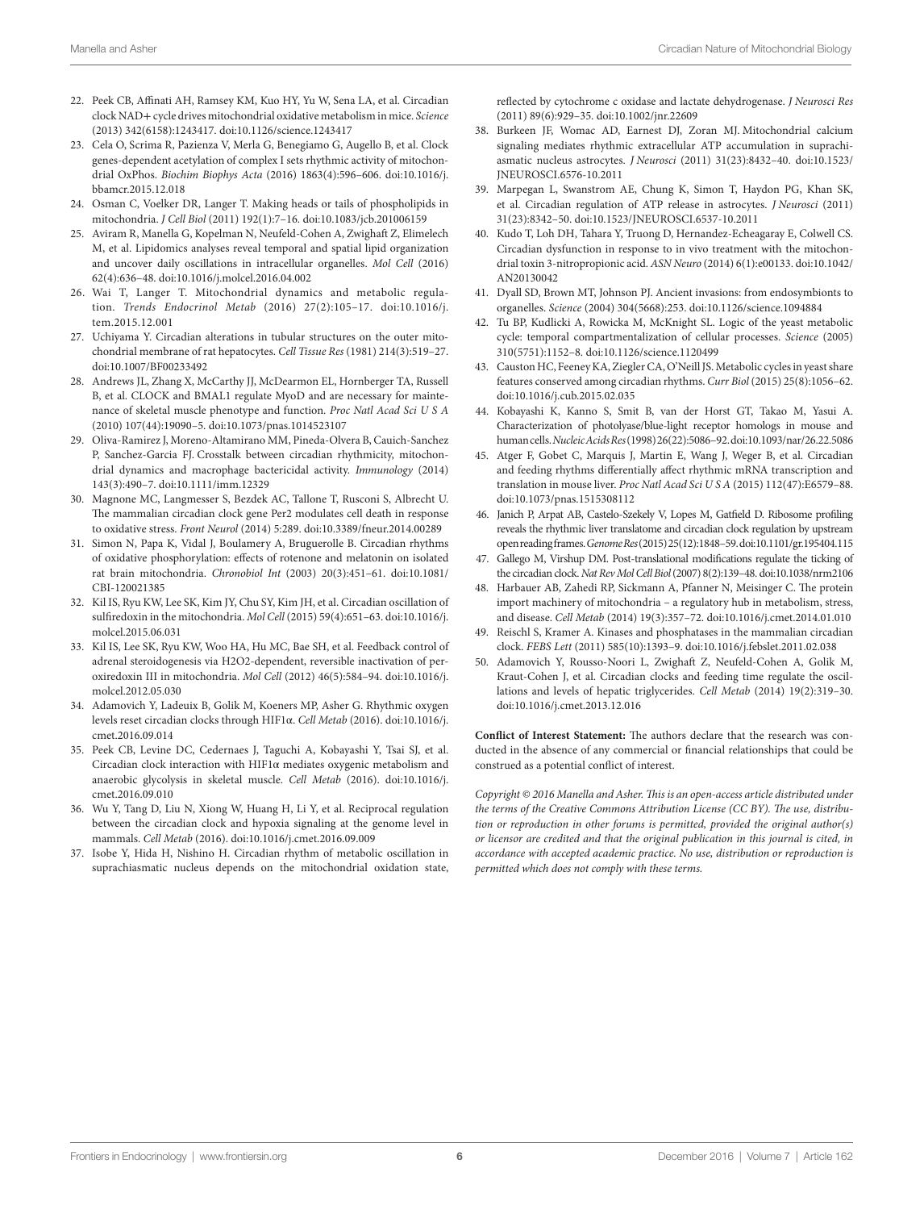22. Peek CB, Affinati AH, Ramsey KM, Kuo HY, Yu W, Sena LA, et al. Circadian clock NAD+ cycle drives mitochondrial oxidative metabolism in mice. *Science* (2013) 342(6158):1243417. doi:10.1126/science.1243417
23. Cela O, Scrima R, Pazienza V, Merla G, Benegiamo G, Augello B, et al. Clock genes-dependent acetylation of complex I sets rhythmic activity of mitochondrial OxPhos. *Biochim Biophys Acta* (2016) 1863(4):596–606. doi:10.1016/j.bbamcr.2015.12.018
24. Osman C, Voelker DR, Langer T. Making heads or tails of phospholipids in mitochondria. *J Cell Biol* (2011) 192(1):7–16. doi:10.1083/jcb.201006159
25. Aviram R, Manella G, Kopelman N, Neufeld-Cohen A, Zwighaft Z, Elimelech M, et al. Lipidomics analyses reveal temporal and spatial lipid organization and uncover daily oscillations in intracellular organelles. *Mol Cell* (2016) 62(4):636–48. doi:10.1016/j.molcel.2016.04.002
26. Wai T, Langer T. Mitochondrial dynamics and metabolic regulation. *Trends Endocrinol Metab* (2016) 27(2):105–17. doi:10.1016/j.tem.2015.12.001
27. Uchiyama Y. Circadian alterations in tubular structures on the outer mitochondrial membrane of rat hepatocytes. *Cell Tissue Res* (1981) 214(3):519–27. doi:10.1007/BF00233492
28. Andrews JL, Zhang X, McCarthy JJ, McDearmon EL, Hornberger TA, Russell B, et al. CLOCK and BMAL1 regulate MyoD and are necessary for maintenance of skeletal muscle phenotype and function. *Proc Natl Acad Sci U S A* (2010) 107(44):19090–5. doi:10.1073/pnas.1014523107
29. Oliva-Ramirez J, Moreno-Altamirano MM, Pineda-Olvera B, Cauich-Sanchez P, Sanchez-Garcia FJ. Crosstalk between circadian rhythmicity, mitochondrial dynamics and macrophage bactericidal activity. *Immunology* (2014) 143(3):490–7. doi:10.1111/imm.12329
30. Magnone MC, Langmesser S, Bezdek AC, Tallone T, Rusconi S, Albrecht U. The mammalian circadian clock gene Per2 modulates cell death in response to oxidative stress. *Front Neurol* (2014) 5:289. doi:10.3389/fneur.2014.00289
31. Simon N, Papa K, Vidal J, Boulamery A, Bruguerolle B. Circadian rhythms of oxidative phosphorylation: effects of rotenone and melatonin on isolated rat brain mitochondria. *Chronobiol Int* (2003) 20(3):451–61. doi:10.1081/CBI-120021385
32. Kil IS, Ryu KW, Lee SK, Kim JY, Chu SY, Kim JH, et al. Circadian oscillation of sulfiredoxin in the mitochondria. *Mol Cell* (2015) 59(4):651–63. doi:10.1016/j.molcel.2015.06.031
33. Kil IS, Lee SK, Ryu KW, Woo HA, Hu MC, Bae SH, et al. Feedback control of adrenal steroidogenesis via H2O2-dependent, reversible inactivation of peroxiredoxin III in mitochondria. *Mol Cell* (2012) 46(5):584–94. doi:10.1016/j.molcel.2012.05.030
34. Adamovich Y, Ladeuix B, Golik M, Koeners MP, Asher G. Rhythmic oxygen levels reset circadian clocks through HIF1α. *Cell Metab* (2016). doi:10.1016/j.cmet.2016.09.014
35. Peek CB, Levine DC, Cedernaes J, Taguchi A, Kobayashi Y, Tsai SJ, et al. Circadian clock interaction with HIF1α mediates oxygenic metabolism and anaerobic glycolysis in skeletal muscle. *Cell Metab* (2016). doi:10.1016/j.cmet.2016.09.010
36. Wu Y, Tang D, Liu N, Xiong W, Huang H, Li Y, et al. Reciprocal regulation between the circadian clock and hypoxia signaling at the genome level in mammals. *Cell Metab* (2016). doi:10.1016/j.cmet.2016.09.009
37. Isobe Y, Hida H, Nishino H. Circadian rhythm of metabolic oscillation in suprachiasmatic nucleus depends on the mitochondrial oxidation state, reflected by cytochrome c oxidase and lactate dehydrogenase. *J Neurosci Res* (2011) 89(6):929–35. doi:10.1002/jnr.22609
38. Burkeen JF, Womac AD, Earnest DJ, Zoran MJ. Mitochondrial calcium signaling mediates rhythmic extracellular ATP accumulation in suprachiasmatic nucleus astrocytes. *J Neurosci* (2011) 31(23):8432–40. doi:10.1523/JNEUROSCI.6576-10.2011
39. Marpegan L, Swanstrom AE, Chung K, Simon T, Haydon PG, Khan SK, et al. Circadian regulation of ATP release in astrocytes. *J Neurosci* (2011) 31(23):8342–50. doi:10.1523/JNEUROSCI.6537-10.2011
40. Kudo T, Loh DH, Tahara Y, Truong D, Hernandez-Echeagaray E, Colwell CS. Circadian dysfunction in response to in vivo treatment with the mitochondrial toxin 3-nitropropionic acid. *ASN Neuro* (2014) 6(1):e00133. doi:10.1042/AN20130042
41. Dyall SD, Brown MT, Johnson PJ. Ancient invasions: from endosymbionts to organelles. *Science* (2004) 304(5668):253. doi:10.1126/science.1094884
42. Tu BP, Kudlicki A, Rowicka M, McKnight SL. Logic of the yeast metabolic cycle: temporal compartmentalization of cellular processes. *Science* (2005) 310(5751):1152–8. doi:10.1126/science.1120499
43. Causton HC, Feeney KA, Ziegler CA, O'Neill JS. Metabolic cycles in yeast share features conserved among circadian rhythms. *Curr Biol* (2015) 25(8):1056–62. doi:10.1016/j.cub.2015.02.035
44. Kobayashi K, Kanno S, Smit B, van der Horst GT, Takao M, Yasui A. Characterization of photolyase/blue-light receptor homologs in mouse and human cells. *Nucleic Acids Res* (1998) 26(22):5086–92. doi:10.1093/nar/26.22.5086
45. Atger F, Gobet C, Marquis J, Martin E, Wang J, Weger B, et al. Circadian and feeding rhythms differentially affect rhythmic mRNA transcription and translation in mouse liver. *Proc Natl Acad Sci U S A* (2015) 112(47):E6579–88. doi:10.1073/pnas.1515308112
46. Janich P, Arpat AB, Castelo-Szekely V, Lopes M, Gatfield D. Ribosome profiling reveals the rhythmic liver translatome and circadian clock regulation by upstream open reading frames. *Genome Res* (2015) 25(12):1848–59. doi:10.1101/gr.195404.115
47. Gallego M, Virshup DM. Post-translational modifications regulate the ticking of the circadian clock. *Nat Rev Mol Cell Biol* (2007) 8(2):139–48. doi:10.1038/nrm2106
48. Harbauer AB, Zahedi RP, Sickmann A, Pfanner N, Meisinger C. The protein import machinery of mitochondria – a regulatory hub in metabolism, stress, and disease. *Cell Metab* (2014) 19(3):357–72. doi:10.1016/j.cmet.2014.01.010
49. Reischl S, Kramer A. Kinases and phosphatases in the mammalian circadian clock. *FEBS Lett* (2011) 585(10):1393–9. doi:10.1016/j.febslet.2011.02.038
50. Adamovich Y, Rousso-Noori L, Zwighaft Z, Neufeld-Cohen A, Golik M, Kraut-Cohen J, et al. Circadian clocks and feeding time regulate the oscillations and levels of hepatic triglycerides. *Cell Metab* (2014) 19(2):319–30. doi:10.1016/j.cmet.2013.12.016

**Conflict of Interest Statement:** The authors declare that the research was conducted in the absence of any commercial or financial relationships that could be construed as a potential conflict of interest.

*Copyright © 2016 Manella and Asher. This is an open-access article distributed under the terms of the Creative Commons Attribution License (CC BY). The use, distribution or reproduction in other forums is permitted, provided the original author(s) or licensor are credited and that the original publication in this journal is cited, in accordance with accepted academic practice. No use, distribution or reproduction is permitted which does not comply with these terms.*